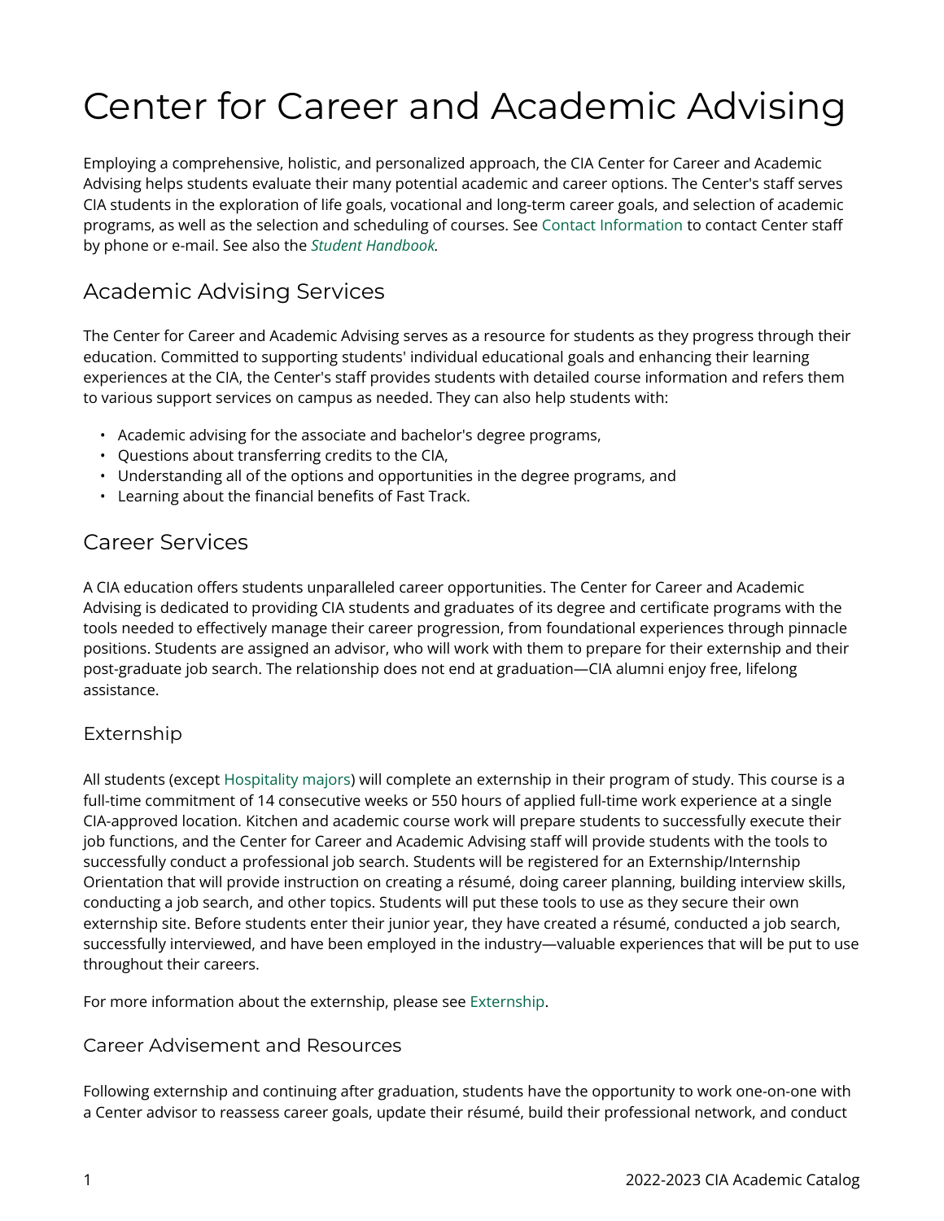# Center for Career and Academic Advising

Employing a comprehensive, holistic, and personalized approach, the CIA Center for Career and Academic Advising helps students evaluate their many potential academic and career options. The Center's staff serves CIA students in the exploration of life goals, vocational and long-term career goals, and selection of academic programs, as well as the selection and scheduling of courses. See Contact Information to contact Center staff by phone or e-mail. See also the *Student Handbook.*

## Academic Advising Services

The Center for Career and Academic Advising serves as a resource for students as they progress through their education. Committed to supporting students' individual educational goals and enhancing their learning experiences at the CIA, the Center's staff provides students with detailed course information and refers them to various support services on campus as needed. They can also help students with:

- Academic advising for the associate and bachelor's degree programs,
- Questions about transferring credits to the CIA,
- Understanding all of the options and opportunities in the degree programs, and
- Learning about the financial benefits of Fast Track.

## Career Services

A CIA education offers students unparalleled career opportunities. The Center for Career and Academic Advising is dedicated to providing CIA students and graduates of its degree and certificate programs with the tools needed to effectively manage their career progression, from foundational experiences through pinnacle positions. Students are assigned an advisor, who will work with them to prepare for their externship and their post-graduate job search. The relationship does not end at graduation—CIA alumni enjoy free, lifelong assistance.

### Externship

All students (except Hospitality majors) will complete an externship in their program of study. This course is a full-time commitment of 14 consecutive weeks or 550 hours of applied full-time work experience at a single CIA-approved location. Kitchen and academic course work will prepare students to successfully execute their job functions, and the Center for Career and Academic Advising staff will provide students with the tools to successfully conduct a professional job search. Students will be registered for an Externship/Internship Orientation that will provide instruction on creating a résumé, doing career planning, building interview skills, conducting a job search, and other topics. Students will put these tools to use as they secure their own externship site. Before students enter their junior year, they have created a résumé, conducted a job search, successfully interviewed, and have been employed in the industry—valuable experiences that will be put to use throughout their careers.

For more information about the externship, please see Externship.

### Career Advisement and Resources

Following externship and continuing after graduation, students have the opportunity to work one-on-one with a Center advisor to reassess career goals, update their résumé, build their professional network, and conduct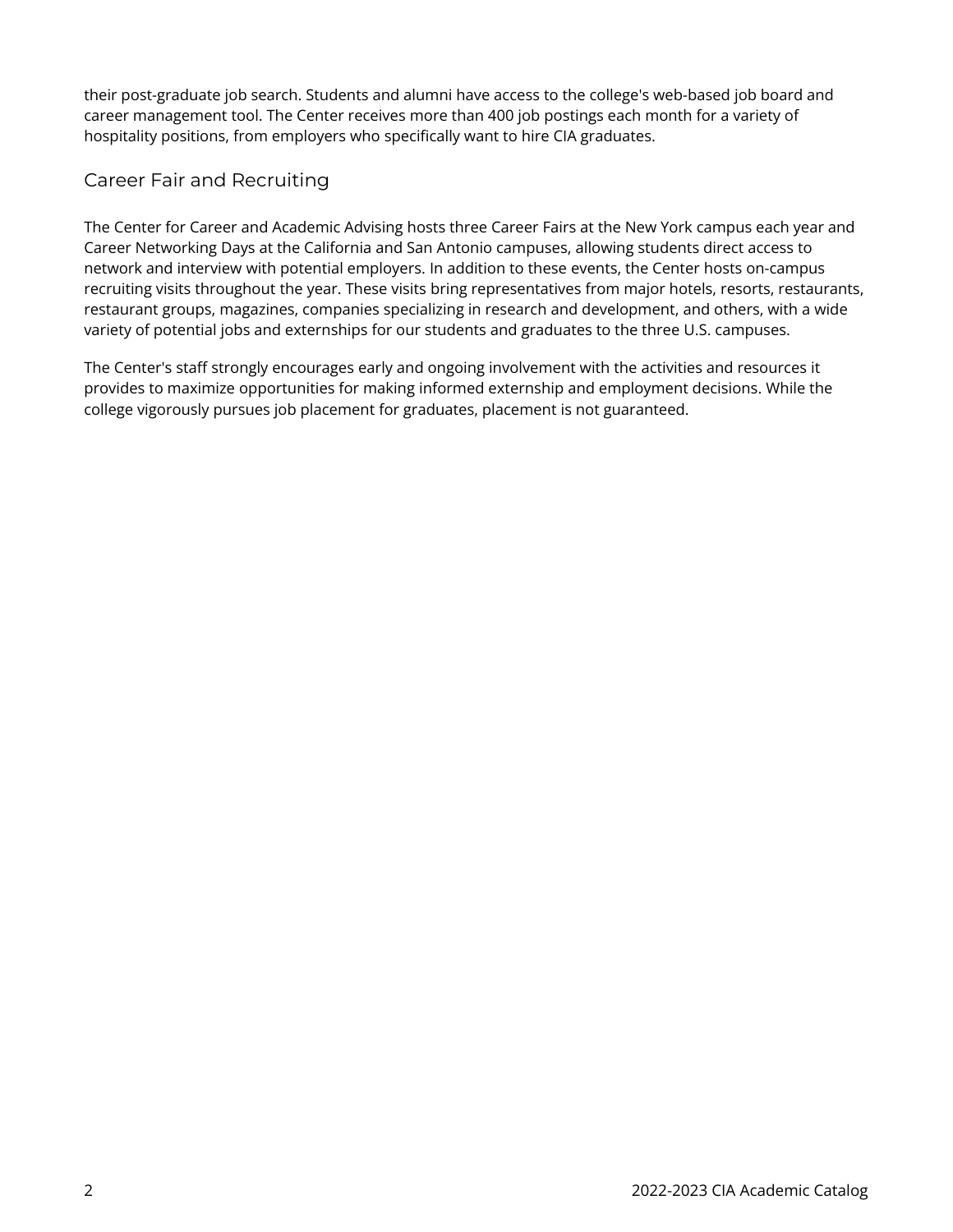their post-graduate job search. Students and alumni have access to the college's web-based job board and career management tool. The Center receives more than 400 job postings each month for a variety of hospitality positions, from employers who specifically want to hire CIA graduates.

## Career Fair and Recruiting

The Center for Career and Academic Advising hosts three Career Fairs at the New York campus each year and Career Networking Days at the California and San Antonio campuses, allowing students direct access to network and interview with potential employers. In addition to these events, the Center hosts on-campus recruiting visits throughout the year. These visits bring representatives from major hotels, resorts, restaurants, restaurant groups, magazines, companies specializing in research and development, and others, with a wide variety of potential jobs and externships for our students and graduates to the three U.S. campuses.

The Center's staff strongly encourages early and ongoing involvement with the activities and resources it provides to maximize opportunities for making informed externship and employment decisions. While the college vigorously pursues job placement for graduates, placement is not guaranteed.